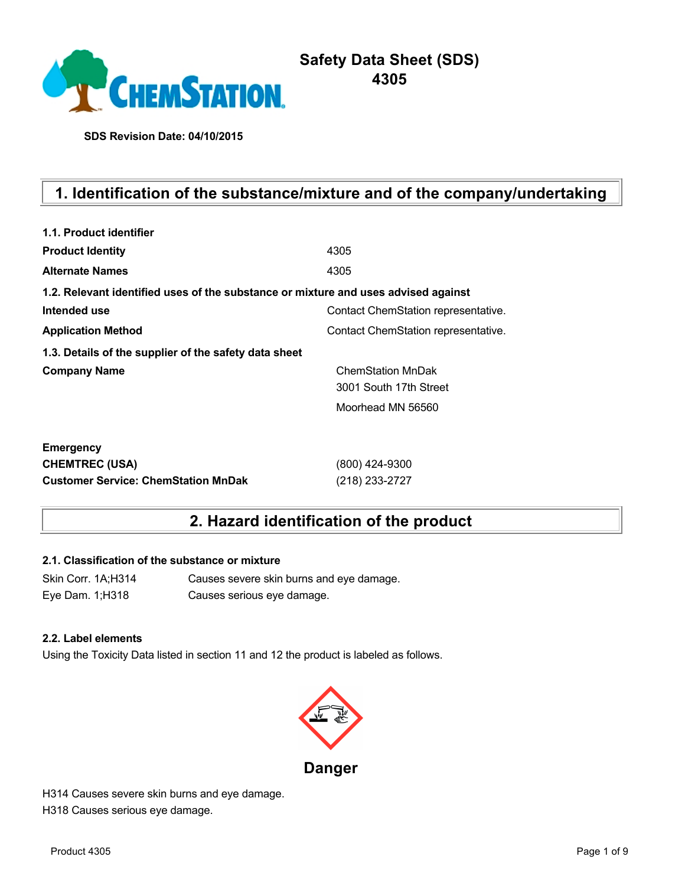# Safety Data Sheet (SDS)
# 4305

**SDS Revision Date: 04/10/2015**

## 1. Identification of the substance/mixture and of the company/undertaking

**1.1. Product identifier**

| | |
|---|---|
| **Product Identity** | 4305 |
| **Alternate Names** | 4305 |

**1.2. Relevant identified uses of the substance or mixture and uses advised against**

| | |
|---|---|
| **Intended use** | Contact ChemStation representative. |
| **Application Method** | Contact ChemStation representative. |

**1.3. Details of the supplier of the safety data sheet**

**Company Name**

ChemStation MnDak
3001 South 17th Street
Moorhead MN 56560

**Emergency**

| | |
|---|---|
| **CHEMTREC (USA)** | (800) 424-9300 |
| **Customer Service: ChemStation MnDak** | (218) 233-2727 |

## 2. Hazard identification of the product

**2.1. Classification of the substance or mixture**

| | |
|---|---|
| Skin Corr. 1A;H314 | Causes severe skin burns and eye damage. |
| Eye Dam. 1;H318 | Causes serious eye damage. |

**2.2. Label elements**

Using the Toxicity Data listed in section 11 and 12 the product is labeled as follows.

**Danger**

H314 Causes severe skin burns and eye damage.
H318 Causes serious eye damage.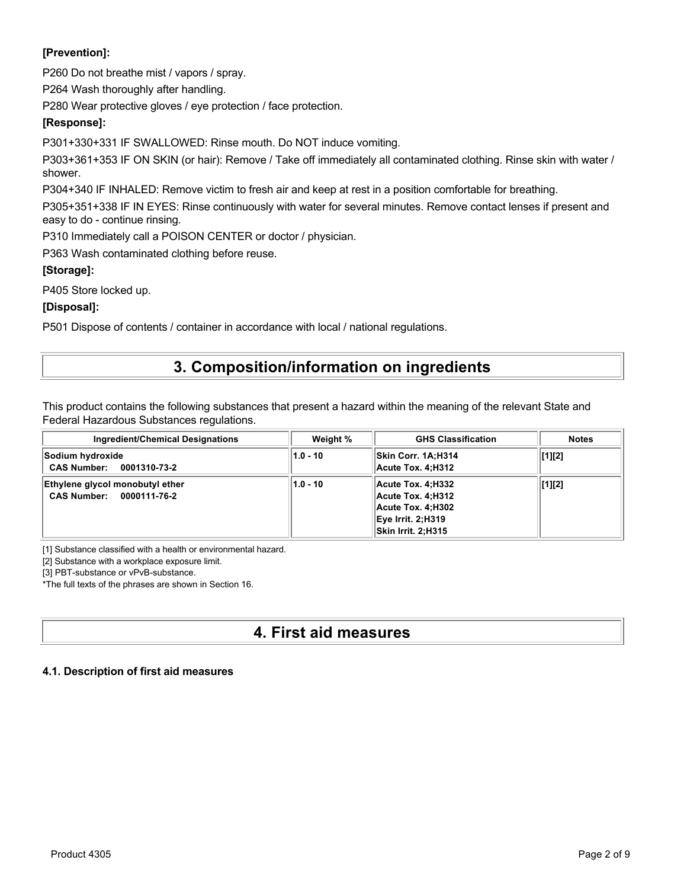**[Prevention]:**

P260 Do not breathe mist / vapors / spray.

P264 Wash thoroughly after handling.

P280 Wear protective gloves / eye protection / face protection.

**[Response]:**

P301+330+331 IF SWALLOWED: Rinse mouth. Do NOT induce vomiting.

P303+361+353 IF ON SKIN (or hair): Remove / Take off immediately all contaminated clothing. Rinse skin with water / shower.

P304+340 IF INHALED: Remove victim to fresh air and keep at rest in a position comfortable for breathing.

P305+351+338 IF IN EYES: Rinse continuously with water for several minutes. Remove contact lenses if present and easy to do - continue rinsing.

P310 Immediately call a POISON CENTER or doctor / physician.

P363 Wash contaminated clothing before reuse.

**[Storage]:**

P405 Store locked up.

**[Disposal]:**

P501 Dispose of contents / container in accordance with local / national regulations.

# 3. Composition/information on ingredients

This product contains the following substances that present a hazard within the meaning of the relevant State and Federal Hazardous Substances regulations.

| Ingredient/Chemical Designations | Weight % | GHS Classification | Notes |
|---|---|---|---|
| **Sodium hydroxide**<br>**CAS Number: 0001310-73-2** | 1.0 - 10 | Skin Corr. 1A;H314<br>Acute Tox. 4;H312 | [1][2] |
| **Ethylene glycol monobutyl ether**<br>**CAS Number: 0000111-76-2** | 1.0 - 10 | Acute Tox. 4;H332<br>Acute Tox. 4;H312<br>Acute Tox. 4;H302<br>Eye Irrit. 2;H319<br>Skin Irrit. 2;H315 | [1][2] |

[1] Substance classified with a health or environmental hazard.

[2] Substance with a workplace exposure limit.

[3] PBT-substance or vPvB-substance.

*The full texts of the phrases are shown in Section 16.

# 4. First aid measures

### 4.1. Description of first aid measures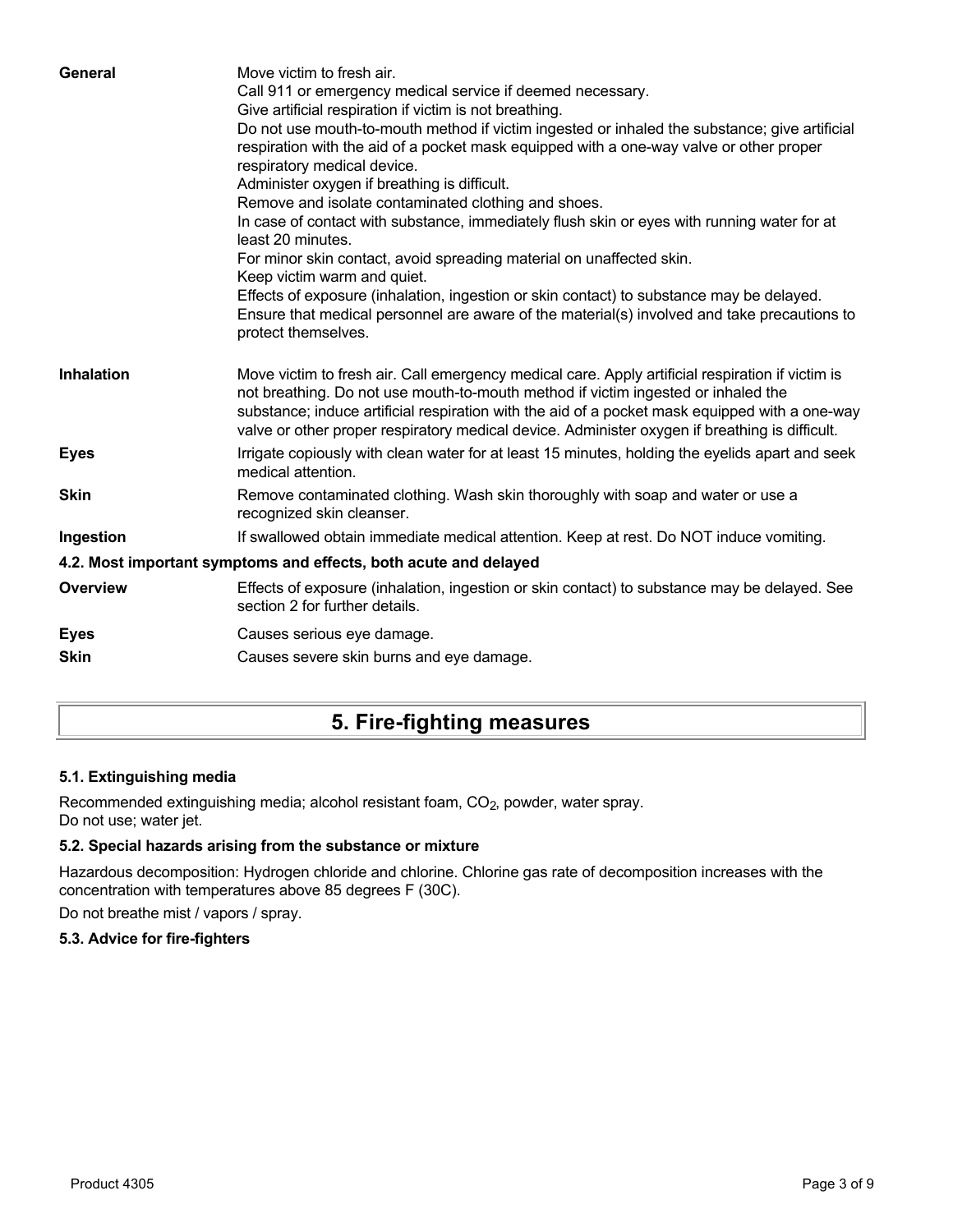| | |
|---|---|
| **General** | Move victim to fresh air.<br>Call 911 or emergency medical service if deemed necessary.<br>Give artificial respiration if victim is not breathing.<br>Do not use mouth-to-mouth method if victim ingested or inhaled the substance; give artificial respiration with the aid of a pocket mask equipped with a one-way valve or other proper respiratory medical device.<br>Administer oxygen if breathing is difficult.<br>Remove and isolate contaminated clothing and shoes.<br>In case of contact with substance, immediately flush skin or eyes with running water for at least 20 minutes.<br>For minor skin contact, avoid spreading material on unaffected skin.<br>Keep victim warm and quiet.<br>Effects of exposure (inhalation, ingestion or skin contact) to substance may be delayed.<br>Ensure that medical personnel are aware of the material(s) involved and take precautions to protect themselves. |
| **Inhalation** | Move victim to fresh air. Call emergency medical care. Apply artificial respiration if victim is not breathing. Do not use mouth-to-mouth method if victim ingested or inhaled the substance; induce artificial respiration with the aid of a pocket mask equipped with a one-way valve or other proper respiratory medical device. Administer oxygen if breathing is difficult. |
| **Eyes** | Irrigate copiously with clean water for at least 15 minutes, holding the eyelids apart and seek medical attention. |
| **Skin** | Remove contaminated clothing. Wash skin thoroughly with soap and water or use a recognized skin cleanser. |
| **Ingestion** | If swallowed obtain immediate medical attention. Keep at rest. Do NOT induce vomiting. |

### 4.2. Most important symptoms and effects, both acute and delayed

| | |
|---|---|
| **Overview** | Effects of exposure (inhalation, ingestion or skin contact) to substance may be delayed. See section 2 for further details. |
| **Eyes** | Causes serious eye damage. |
| **Skin** | Causes severe skin burns and eye damage. |

## 5. Fire-fighting measures

### 5.1. Extinguishing media

Recommended extinguishing media; alcohol resistant foam, $CO_2$, powder, water spray.
Do not use; water jet.

### 5.2. Special hazards arising from the substance or mixture

Hazardous decomposition: Hydrogen chloride and chlorine. Chlorine gas rate of decomposition increases with the concentration with temperatures above 85 degrees F (30C).

Do not breathe mist / vapors / spray.

### 5.3. Advice for fire-fighters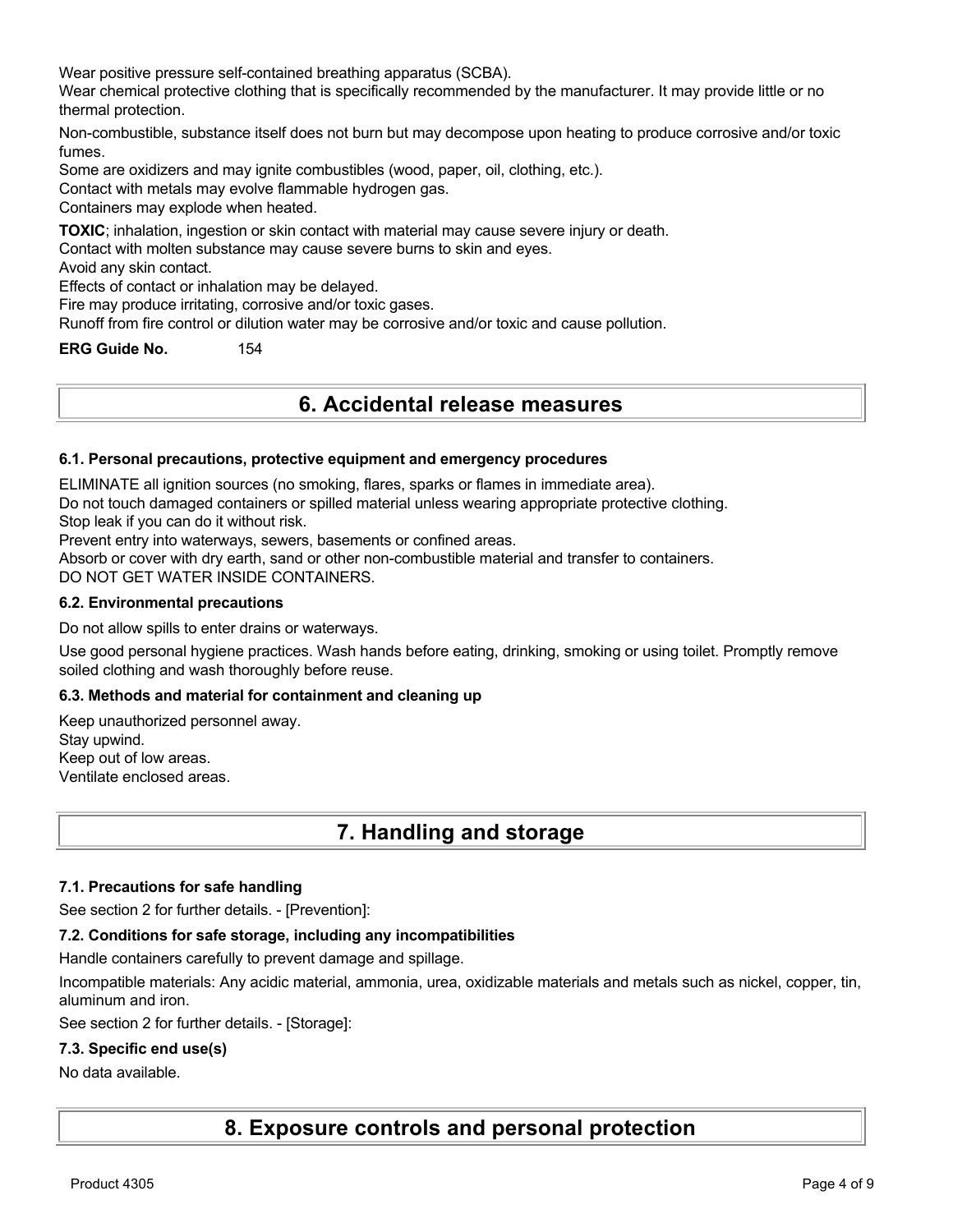Wear positive pressure self-contained breathing apparatus (SCBA).
Wear chemical protective clothing that is specifically recommended by the manufacturer. It may provide little or no thermal protection.

Non-combustible, substance itself does not burn but may decompose upon heating to produce corrosive and/or toxic fumes.
Some are oxidizers and may ignite combustibles (wood, paper, oil, clothing, etc.).
Contact with metals may evolve flammable hydrogen gas.
Containers may explode when heated.

**TOXIC**; inhalation, ingestion or skin contact with material may cause severe injury or death.
Contact with molten substance may cause severe burns to skin and eyes.
Avoid any skin contact.
Effects of contact or inhalation may be delayed.
Fire may produce irritating, corrosive and/or toxic gases.
Runoff from fire control or dilution water may be corrosive and/or toxic and cause pollution.

**ERG Guide No.** 154

# 6. Accidental release measures

### 6.1. Personal precautions, protective equipment and emergency procedures

ELIMINATE all ignition sources (no smoking, flares, sparks or flames in immediate area).
Do not touch damaged containers or spilled material unless wearing appropriate protective clothing.
Stop leak if you can do it without risk.
Prevent entry into waterways, sewers, basements or confined areas.
Absorb or cover with dry earth, sand or other non-combustible material and transfer to containers.
DO NOT GET WATER INSIDE CONTAINERS.

### 6.2. Environmental precautions

Do not allow spills to enter drains or waterways.

Use good personal hygiene practices. Wash hands before eating, drinking, smoking or using toilet. Promptly remove soiled clothing and wash thoroughly before reuse.

### 6.3. Methods and material for containment and cleaning up

Keep unauthorized personnel away.
Stay upwind.
Keep out of low areas.
Ventilate enclosed areas.

# 7. Handling and storage

### 7.1. Precautions for safe handling

See section 2 for further details. - [Prevention]:

### 7.2. Conditions for safe storage, including any incompatibilities

Handle containers carefully to prevent damage and spillage.

Incompatible materials: Any acidic material, ammonia, urea, oxidizable materials and metals such as nickel, copper, tin, aluminum and iron.

See section 2 for further details. - [Storage]:

### 7.3. Specific end use(s)

No data available.

# 8. Exposure controls and personal protection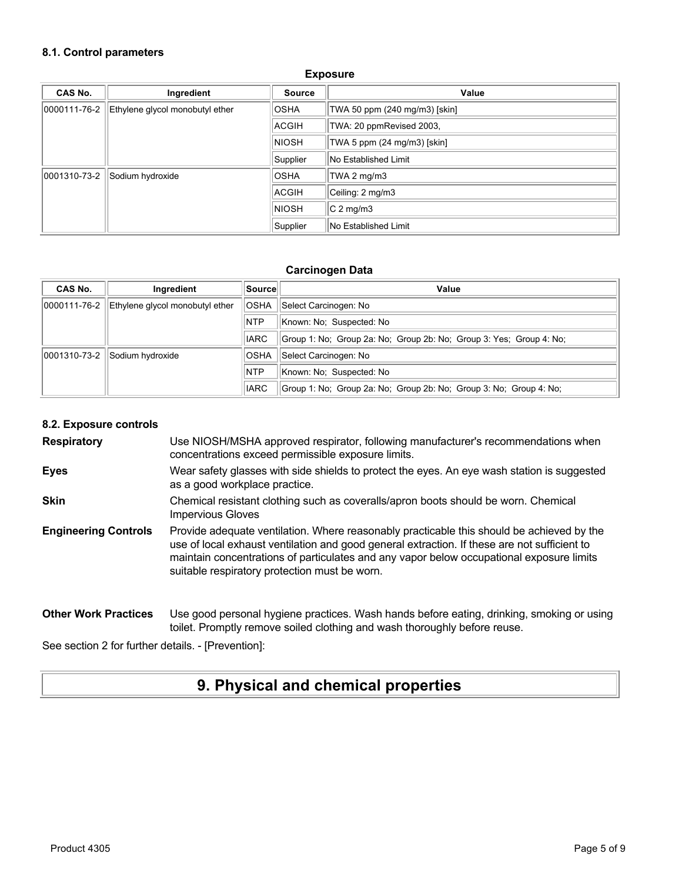### 8.1. Control parameters

**Exposure**

| CAS No. | Ingredient | Source | Value |
|---|---|---|---|
| 0000111-76-2 | Ethylene glycol monobutyl ether | OSHA | TWA 50 ppm (240 mg/m3) [skin] |
| | | ACGIH | TWA: 20 ppmRevised 2003, |
| | | NIOSH | TWA 5 ppm (24 mg/m3) [skin] |
| | | Supplier | No Established Limit |
| 0001310-73-2 | Sodium hydroxide | OSHA | TWA 2 mg/m3 |
| | | ACGIH | Ceiling: 2 mg/m3 |
| | | NIOSH | C 2 mg/m3 |
| | | Supplier | No Established Limit |

**Carcinogen Data**

| CAS No. | Ingredient | Source | Value |
|---|---|---|---|
| 0000111-76-2 | Ethylene glycol monobutyl ether | OSHA | Select Carcinogen: No |
| | | NTP | Known: No; Suspected: No |
| | | IARC | Group 1: No; Group 2a: No; Group 2b: No; Group 3: Yes; Group 4: No; |
| 0001310-73-2 | Sodium hydroxide | OSHA | Select Carcinogen: No |
| | | NTP | Known: No; Suspected: No |
| | | IARC | Group 1: No; Group 2a: No; Group 2b: No; Group 3: No; Group 4: No; |

### 8.2. Exposure controls

**Respiratory** Use NIOSH/MSHA approved respirator, following manufacturer's recommendations when concentrations exceed permissible exposure limits.

**Eyes** Wear safety glasses with side shields to protect the eyes. An eye wash station is suggested as a good workplace practice.

**Skin** Chemical resistant clothing such as coveralls/apron boots should be worn. Chemical Impervious Gloves

**Engineering Controls** Provide adequate ventilation. Where reasonably practicable this should be achieved by the use of local exhaust ventilation and good general extraction. If these are not sufficient to maintain concentrations of particulates and any vapor below occupational exposure limits suitable respiratory protection must be worn.

**Other Work Practices** Use good personal hygiene practices. Wash hands before eating, drinking, smoking or using toilet. Promptly remove soiled clothing and wash thoroughly before reuse.

See section 2 for further details. - [Prevention]:

## 9. Physical and chemical properties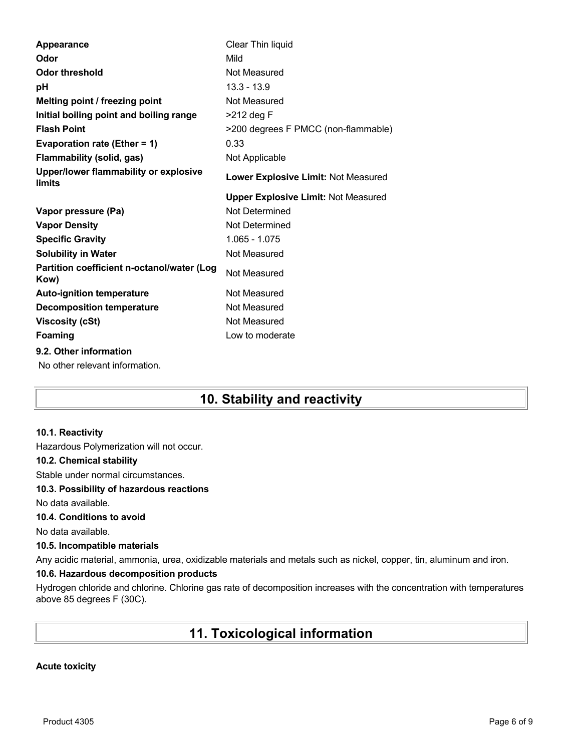| | |
|---|---|
| **Appearance** | Clear Thin liquid |
| **Odor** | Mild |
| **Odor threshold** | Not Measured |
| **pH** | 13.3 - 13.9 |
| **Melting point / freezing point** | Not Measured |
| **Initial boiling point and boiling range** | >212 deg F |
| **Flash Point** | >200 degrees F PMCC (non-flammable) |
| **Evaporation rate (Ether = 1)** | 0.33 |
| **Flammability (solid, gas)** | Not Applicable |
| **Upper/lower flammability or explosive limits** | **Lower Explosive Limit:** Not Measured |
| | **Upper Explosive Limit:** Not Measured |
| **Vapor pressure (Pa)** | Not Determined |
| **Vapor Density** | Not Determined |
| **Specific Gravity** | 1.065 - 1.075 |
| **Solubility in Water** | Not Measured |
| **Partition coefficient n-octanol/water (Log Kow)** | Not Measured |
| **Auto-ignition temperature** | Not Measured |
| **Decomposition temperature** | Not Measured |
| **Viscosity (cSt)** | Not Measured |
| **Foaming** | Low to moderate |

**9.2. Other information**

No other relevant information.

# 10. Stability and reactivity

**10.1. Reactivity**

Hazardous Polymerization will not occur.

**10.2. Chemical stability**

Stable under normal circumstances.

**10.3. Possibility of hazardous reactions**

No data available.

**10.4. Conditions to avoid**

No data available.

**10.5. Incompatible materials**

Any acidic material, ammonia, urea, oxidizable materials and metals such as nickel, copper, tin, aluminum and iron.

**10.6. Hazardous decomposition products**

Hydrogen chloride and chlorine. Chlorine gas rate of decomposition increases with the concentration with temperatures above 85 degrees F (30C).

# 11. Toxicological information

**Acute toxicity**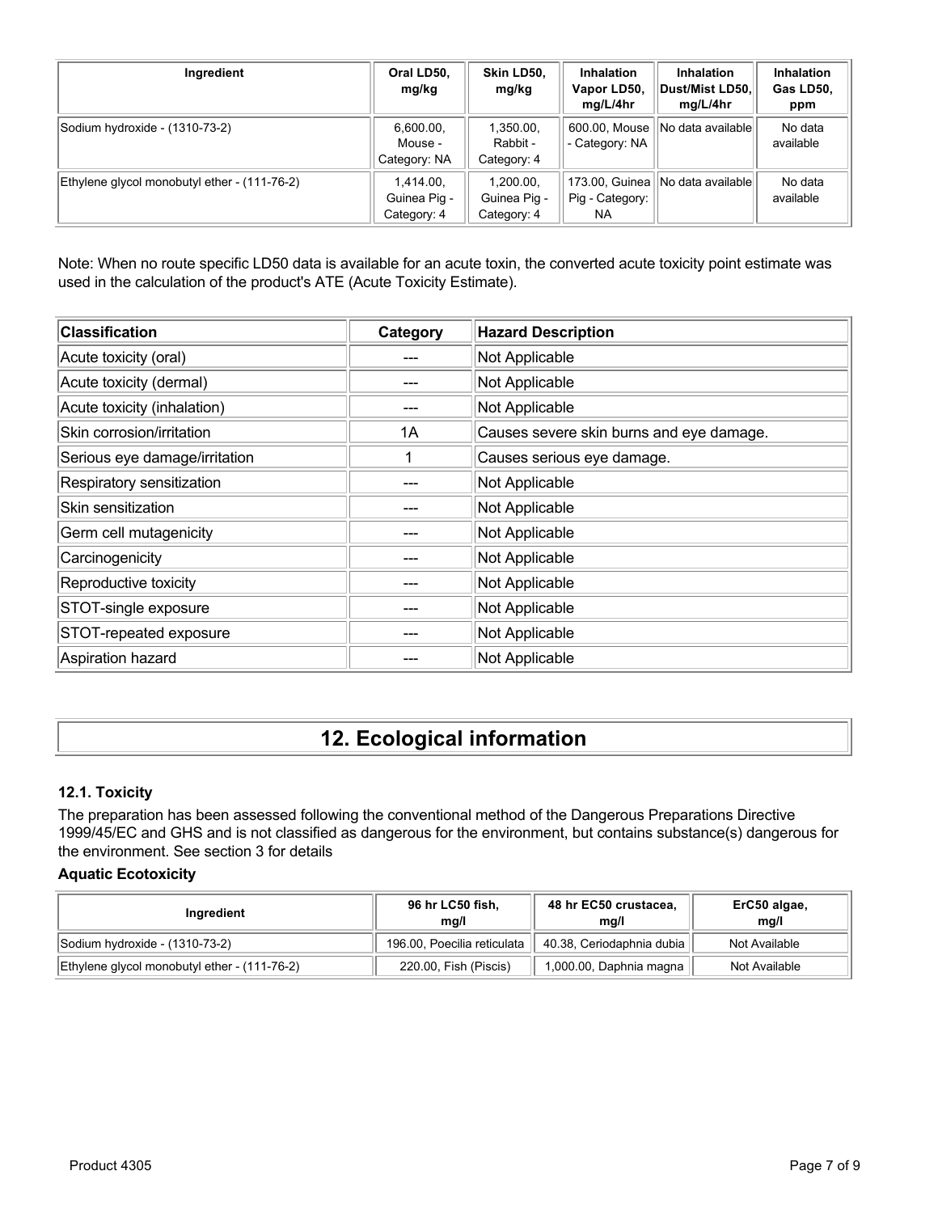| Ingredient | Oral LD50, mg/kg | Skin LD50, mg/kg | Inhalation Vapor LD50, mg/L/4hr | Inhalation Dust/Mist LD50, mg/L/4hr | Inhalation Gas LD50, ppm |
|---|---|---|---|---|---|
| Sodium hydroxide - (1310-73-2) | 6,600.00, Mouse - Category: NA | 1,350.00, Rabbit - Category: 4 | 600.00, Mouse - Category: NA | No data available | No data available |
| Ethylene glycol monobutyl ether - (111-76-2) | 1,414.00, Guinea Pig - Category: 4 | 1,200.00, Guinea Pig - Category: 4 | 173.00, Guinea Pig - Category: NA | No data available | No data available |

Note: When no route specific LD50 data is available for an acute toxin, the converted acute toxicity point estimate was used in the calculation of the product's ATE (Acute Toxicity Estimate).

| Classification | Category | Hazard Description |
|---|---|---|
| Acute toxicity (oral) | --- | Not Applicable |
| Acute toxicity (dermal) | --- | Not Applicable |
| Acute toxicity (inhalation) | --- | Not Applicable |
| Skin corrosion/irritation | 1A | Causes severe skin burns and eye damage. |
| Serious eye damage/irritation | 1 | Causes serious eye damage. |
| Respiratory sensitization | --- | Not Applicable |
| Skin sensitization | --- | Not Applicable |
| Germ cell mutagenicity | --- | Not Applicable |
| Carcinogenicity | --- | Not Applicable |
| Reproductive toxicity | --- | Not Applicable |
| STOT-single exposure | --- | Not Applicable |
| STOT-repeated exposure | --- | Not Applicable |
| Aspiration hazard | --- | Not Applicable |

# 12. Ecological information

### 12.1. Toxicity

The preparation has been assessed following the conventional method of the Dangerous Preparations Directive 1999/45/EC and GHS and is not classified as dangerous for the environment, but contains substance(s) dangerous for the environment. See section 3 for details

**Aquatic Ecotoxicity**

| Ingredient | 96 hr LC50 fish, mg/l | 48 hr EC50 crustacea, mg/l | ErC50 algae, mg/l |
|---|---|---|---|
| Sodium hydroxide - (1310-73-2) | 196.00, Poecilia reticulata | 40.38, Ceriodaphnia dubia | Not Available |
| Ethylene glycol monobutyl ether - (111-76-2) | 220.00, Fish (Piscis) | 1,000.00, Daphnia magna | Not Available |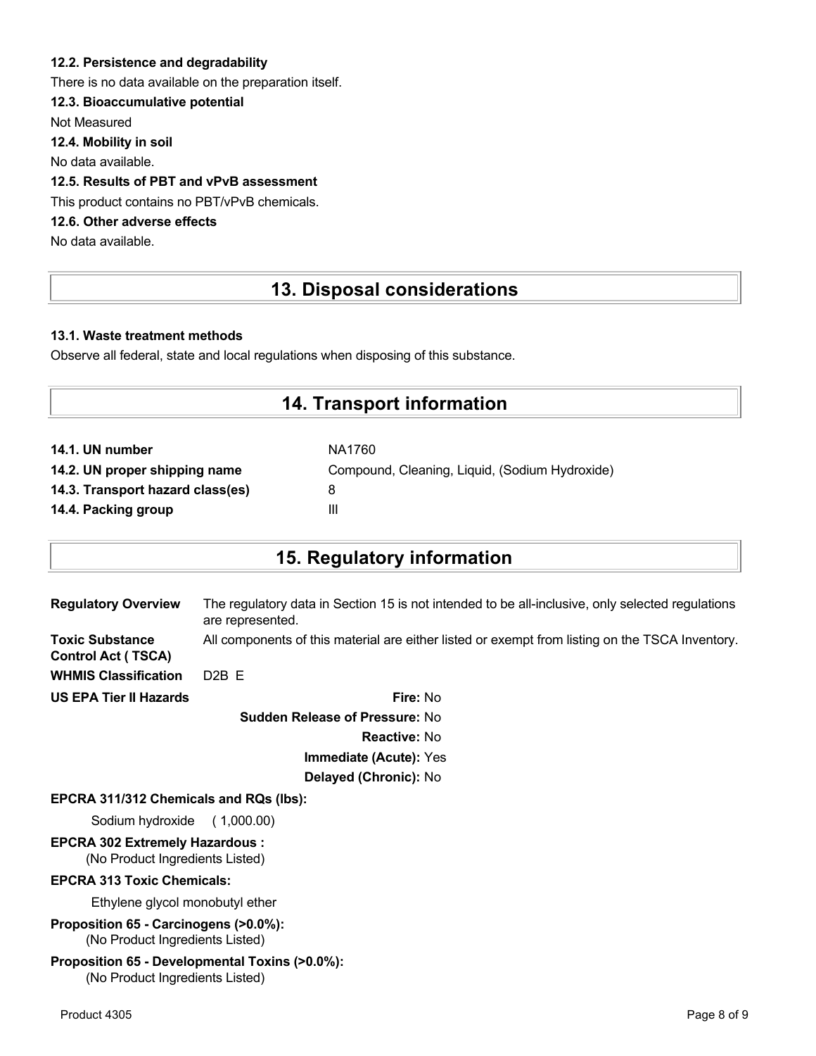#### 12.2. Persistence and degradability

There is no data available on the preparation itself.

#### 12.3. Bioaccumulative potential

Not Measured

#### 12.4. Mobility in soil

No data available.

#### 12.5. Results of PBT and vPvB assessment

This product contains no PBT/vPvB chemicals.

#### 12.6. Other adverse effects

No data available.

## 13. Disposal considerations

#### 13.1. Waste treatment methods

Observe all federal, state and local regulations when disposing of this substance.

## 14. Transport information

| | |
|---|---|
| **14.1. UN number** | NA1760 |
| **14.2. UN proper shipping name** | Compound, Cleaning, Liquid, (Sodium Hydroxide) |
| **14.3. Transport hazard class(es)** | 8 |
| **14.4. Packing group** | III |

## 15. Regulatory information

**Regulatory Overview** The regulatory data in Section 15 is not intended to be all-inclusive, only selected regulations are represented.

**Toxic Substance Control Act ( TSCA)** All components of this material are either listed or exempt from listing on the TSCA Inventory.

**WHMIS Classification** D2B E

**US EPA Tier II Hazards**

- **Fire:** No
- **Sudden Release of Pressure:** No
- **Reactive:** No
- **Immediate (Acute):** Yes
- **Delayed (Chronic):** No

**EPCRA 311/312 Chemicals and RQs (lbs):**

Sodium hydroxide ( 1,000.00)

**EPCRA 302 Extremely Hazardous :**

(No Product Ingredients Listed)

**EPCRA 313 Toxic Chemicals:**

Ethylene glycol monobutyl ether

**Proposition 65 - Carcinogens (>0.0%):**

(No Product Ingredients Listed)

**Proposition 65 - Developmental Toxins (>0.0%):**

(No Product Ingredients Listed)

Product 4305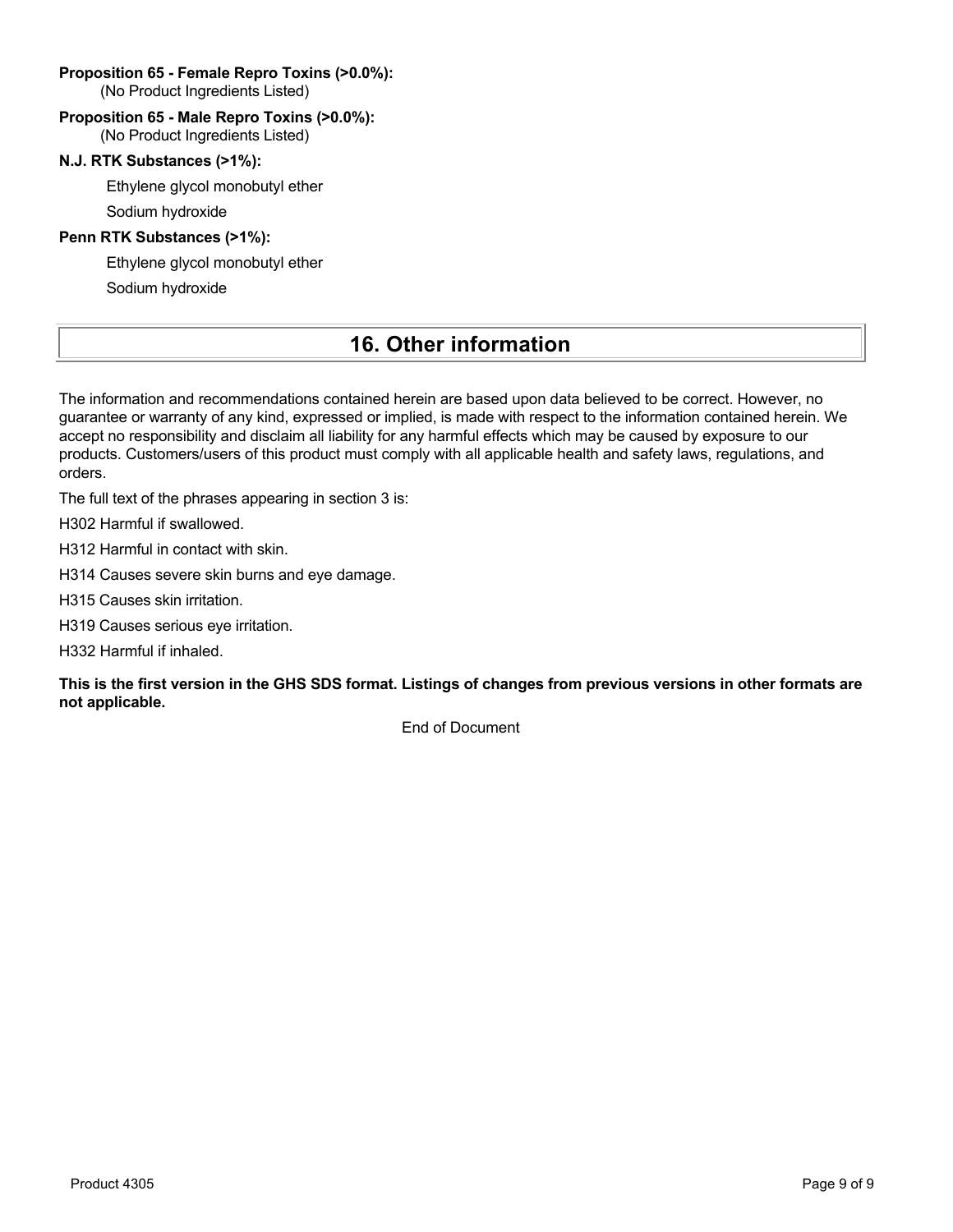**Proposition 65 - Female Repro Toxins (>0.0%):**
(No Product Ingredients Listed)

**Proposition 65 - Male Repro Toxins (>0.0%):**
(No Product Ingredients Listed)

**N.J. RTK Substances (>1%):**

Ethylene glycol monobutyl ether

Sodium hydroxide

**Penn RTK Substances (>1%):**

Ethylene glycol monobutyl ether

Sodium hydroxide

## 16. Other information

The information and recommendations contained herein are based upon data believed to be correct. However, no guarantee or warranty of any kind, expressed or implied, is made with respect to the information contained herein. We accept no responsibility and disclaim all liability for any harmful effects which may be caused by exposure to our products. Customers/users of this product must comply with all applicable health and safety laws, regulations, and orders.

The full text of the phrases appearing in section 3 is:

H302 Harmful if swallowed.

H312 Harmful in contact with skin.

H314 Causes severe skin burns and eye damage.

H315 Causes skin irritation.

H319 Causes serious eye irritation.

H332 Harmful if inhaled.

**This is the first version in the GHS SDS format. Listings of changes from previous versions in other formats are not applicable.**

End of Document